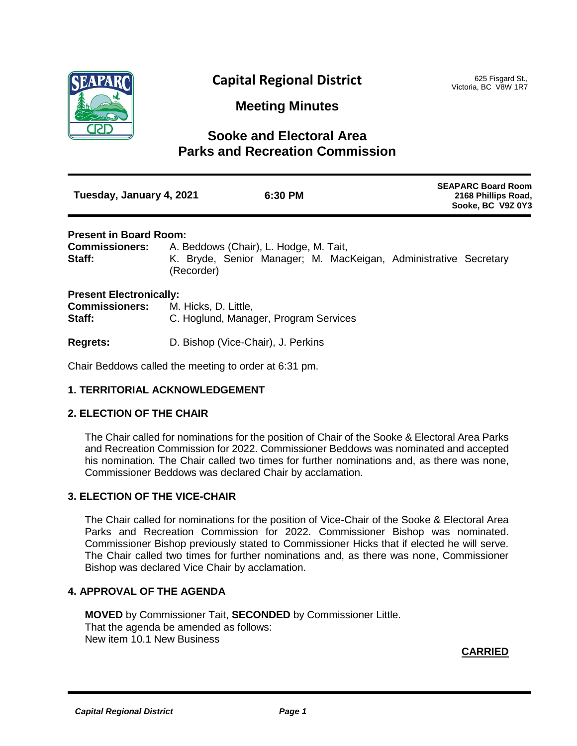# Capital Regional District

625 Fisgard St.,
Victoria, BC V8W 1R7

## Meeting Minutes

## Sooke and Electoral Area Parks and Recreation Commission

| Tuesday, January 4, 2021 | 6:30 PM | SEAPARC Board Room 2168 Phillips Road, Sooke, BC V9Z 0Y3 |
|---|---|---|

**Present in Board Room:**

**Commissioners:** A. Beddows (Chair), L. Hodge, M. Tait,

**Staff:** K. Bryde, Senior Manager; M. MacKeigan, Administrative Secretary (Recorder)

**Present Electronically:**

**Commissioners:** M. Hicks, D. Little,

**Staff:** C. Hoglund, Manager, Program Services

**Regrets:** D. Bishop (Vice-Chair), J. Perkins

Chair Beddows called the meeting to order at 6:31 pm.

### 1. TERRITORIAL ACKNOWLEDGEMENT

### 2. ELECTION OF THE CHAIR

The Chair called for nominations for the position of Chair of the Sooke & Electoral Area Parks and Recreation Commission for 2022. Commissioner Beddows was nominated and accepted his nomination. The Chair called two times for further nominations and, as there was none, Commissioner Beddows was declared Chair by acclamation.

### 3. ELECTION OF THE VICE-CHAIR

The Chair called for nominations for the position of Vice-Chair of the Sooke & Electoral Area Parks and Recreation Commission for 2022. Commissioner Bishop was nominated. Commissioner Bishop previously stated to Commissioner Hicks that if elected he will serve. The Chair called two times for further nominations and, as there was none, Commissioner Bishop was declared Vice Chair by acclamation.

### 4. APPROVAL OF THE AGENDA

**MOVED** by Commissioner Tait, **SECONDED** by Commissioner Little.
That the agenda be amended as follows:
New item 10.1 New Business

**CARRIED**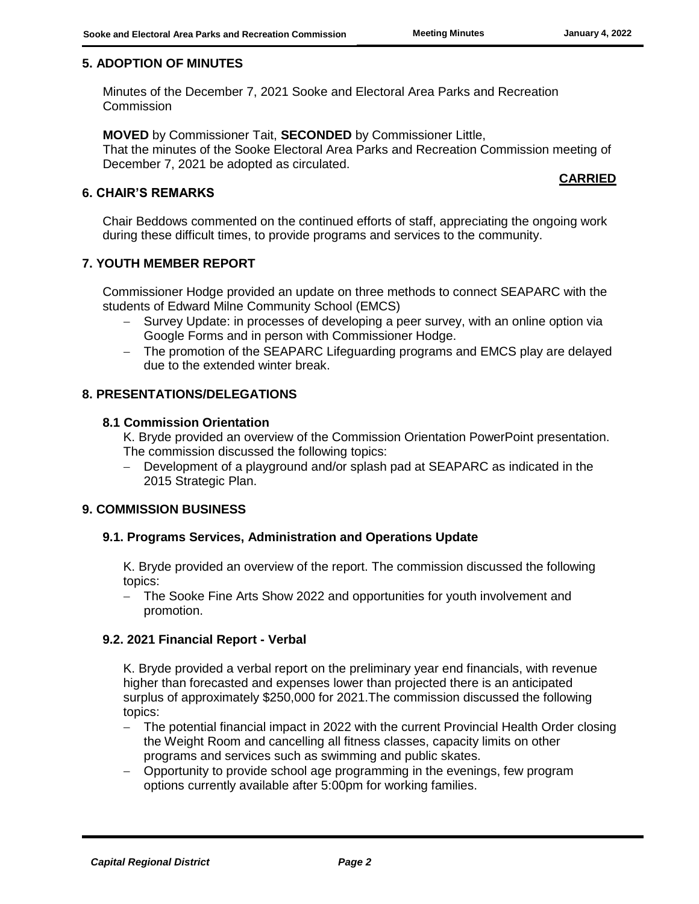## 5. ADOPTION OF MINUTES

Minutes of the December 7, 2021 Sooke and Electoral Area Parks and Recreation Commission

**MOVED** by Commissioner Tait, **SECONDED** by Commissioner Little,
That the minutes of the Sooke Electoral Area Parks and Recreation Commission meeting of December 7, 2021 be adopted as circulated.

**CARRIED**

## 6. CHAIR'S REMARKS

Chair Beddows commented on the continued efforts of staff, appreciating the ongoing work during these difficult times, to provide programs and services to the community.

## 7. YOUTH MEMBER REPORT

Commissioner Hodge provided an update on three methods to connect SEAPARC with the students of Edward Milne Community School (EMCS)

- Survey Update: in processes of developing a peer survey, with an online option via Google Forms and in person with Commissioner Hodge.
- The promotion of the SEAPARC Lifeguarding programs and EMCS play are delayed due to the extended winter break.

## 8. PRESENTATIONS/DELEGATIONS

### 8.1 Commission Orientation

K. Bryde provided an overview of the Commission Orientation PowerPoint presentation. The commission discussed the following topics:

- Development of a playground and/or splash pad at SEAPARC as indicated in the 2015 Strategic Plan.

## 9. COMMISSION BUSINESS

### 9.1. Programs Services, Administration and Operations Update

K. Bryde provided an overview of the report. The commission discussed the following topics:

- The Sooke Fine Arts Show 2022 and opportunities for youth involvement and promotion.

### 9.2. 2021 Financial Report - Verbal

K. Bryde provided a verbal report on the preliminary year end financials, with revenue higher than forecasted and expenses lower than projected there is an anticipated surplus of approximately $250,000 for 2021.The commission discussed the following topics:

- The potential financial impact in 2022 with the current Provincial Health Order closing the Weight Room and cancelling all fitness classes, capacity limits on other programs and services such as swimming and public skates.
- Opportunity to provide school age programming in the evenings, few program options currently available after 5:00pm for working families.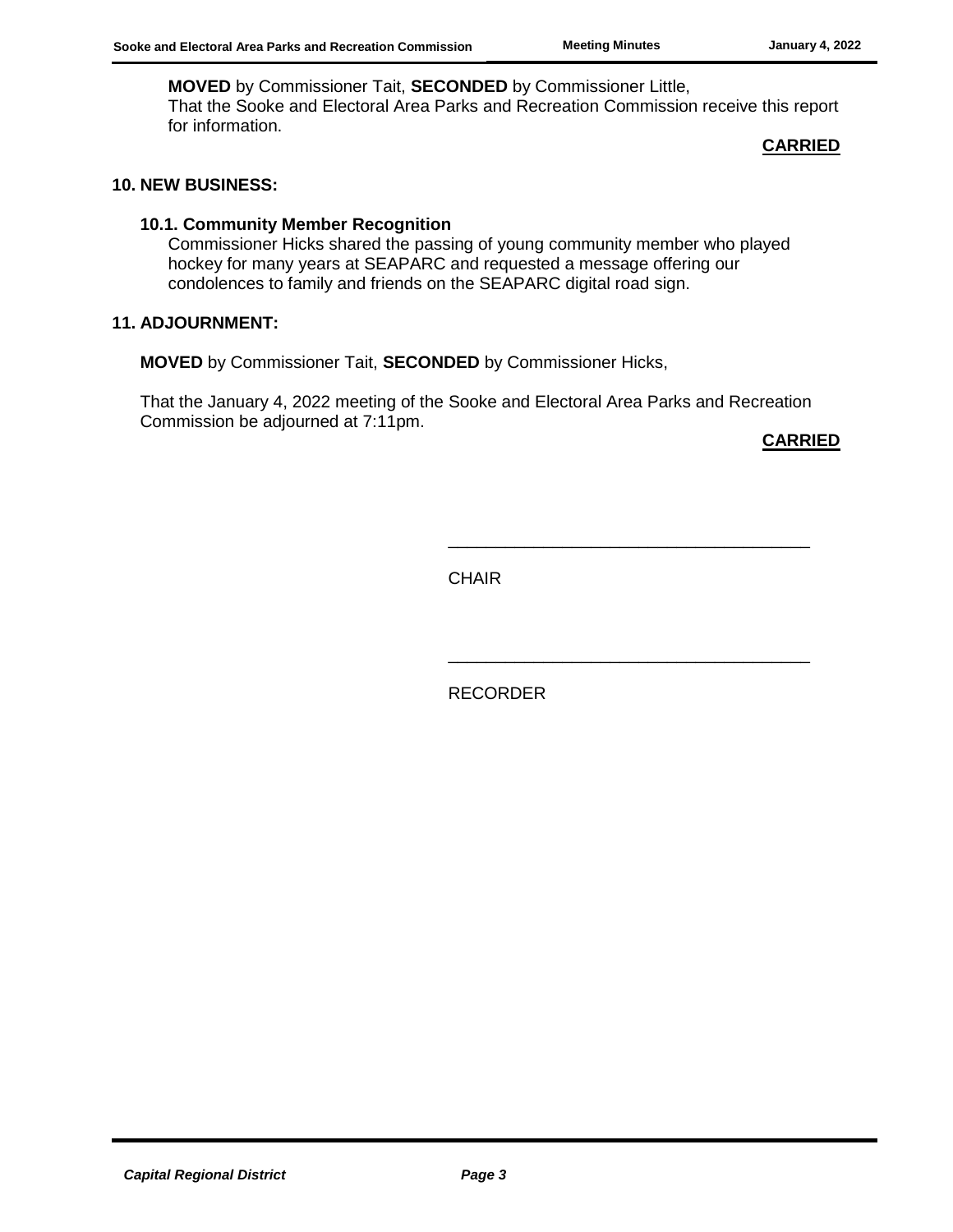**MOVED** by Commissioner Tait, **SECONDED** by Commissioner Little,
That the Sooke and Electoral Area Parks and Recreation Commission receive this report for information.

**CARRIED**

## 10. NEW BUSINESS:

### 10.1. Community Member Recognition

Commissioner Hicks shared the passing of young community member who played hockey for many years at SEAPARC and requested a message offering our condolences to family and friends on the SEAPARC digital road sign.

## 11. ADJOURNMENT:

**MOVED** by Commissioner Tait, **SECONDED** by Commissioner Hicks,

That the January 4, 2022 meeting of the Sooke and Electoral Area Parks and Recreation Commission be adjourned at 7:11pm.

**CARRIED**

\_\_\_\_\_\_\_\_\_\_\_\_\_\_\_\_\_\_\_\_\_\_\_\_\_\_\_\_\_\_\_\_\_\_\_\_\_\_

CHAIR

\_\_\_\_\_\_\_\_\_\_\_\_\_\_\_\_\_\_\_\_\_\_\_\_\_\_\_\_\_\_\_\_\_\_\_\_\_\_

RECORDER